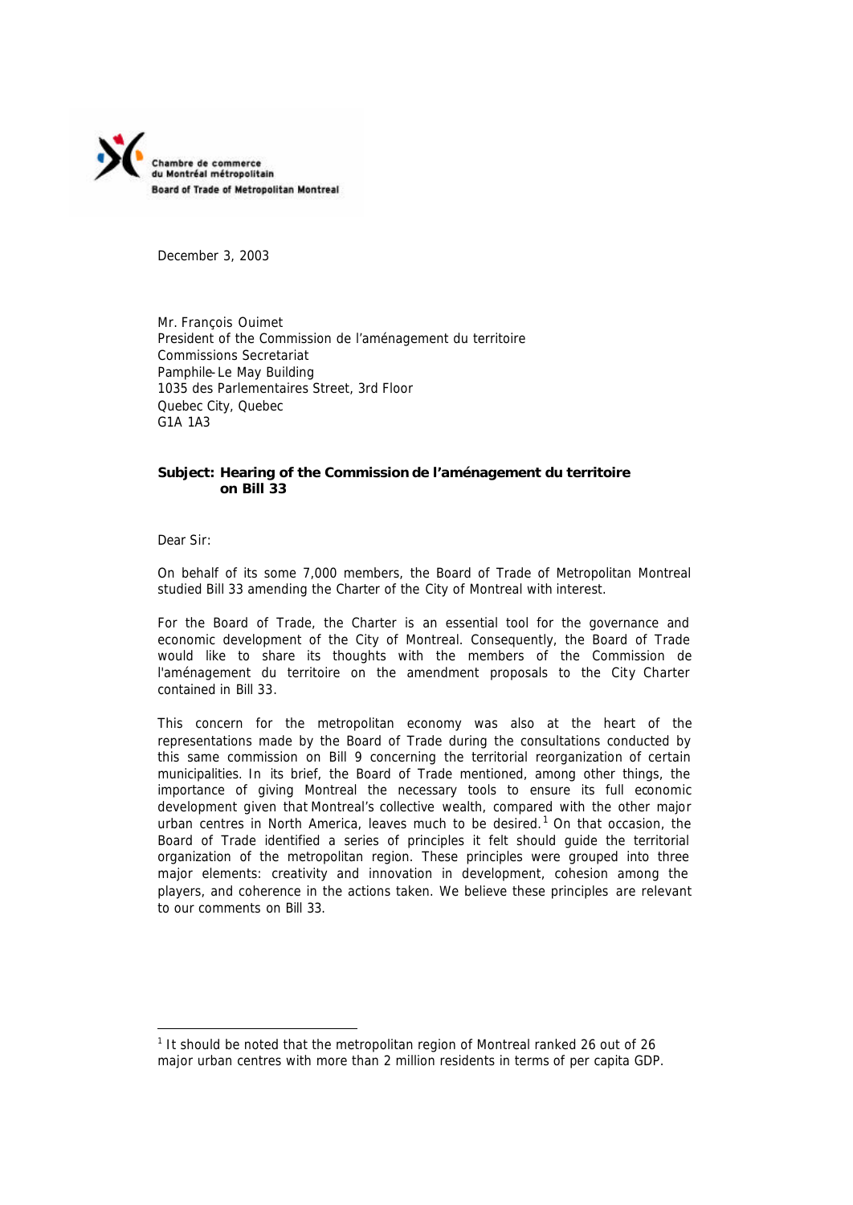Chambre de commerce
du Montréal métropolitain
Board of Trade of Metropolitan Montreal

December 3, 2003

Mr. François Ouimet
President of the Commission de l'aménagement du territoire
Commissions Secretariat
Pamphile-Le May Building
1035 des Parlementaires Street, 3rd Floor
Quebec City, Quebec
G1A 1A3

**Subject: Hearing of the Commission de l'aménagement du territoire on Bill 33**

Dear Sir:

On behalf of its some 7,000 members, the Board of Trade of Metropolitan Montreal studied Bill 33 amending the Charter of the City of Montreal with interest.

For the Board of Trade, the Charter is an essential tool for the governance and economic development of the City of Montreal. Consequently, the Board of Trade would like to share its thoughts with the members of the Commission de l'aménagement du territoire on the amendment proposals to the City Charter contained in Bill 33.

This concern for the metropolitan economy was also at the heart of the representations made by the Board of Trade during the consultations conducted by this same commission on Bill 9 concerning the territorial reorganization of certain municipalities. In its brief, the Board of Trade mentioned, among other things, the importance of giving Montreal the necessary tools to ensure its full economic development given that Montreal's collective wealth, compared with the other major urban centres in North America, leaves much to be desired.[1] On that occasion, the Board of Trade identified a series of principles it felt should guide the territorial organization of the metropolitan region. These principles were grouped into three major elements: creativity and innovation in development, cohesion among the players, and coherence in the actions taken. We believe these principles are relevant to our comments on Bill 33.

---

[1] It should be noted that the metropolitan region of Montreal ranked 26 out of 26 major urban centres with more than 2 million residents in terms of per capita GDP.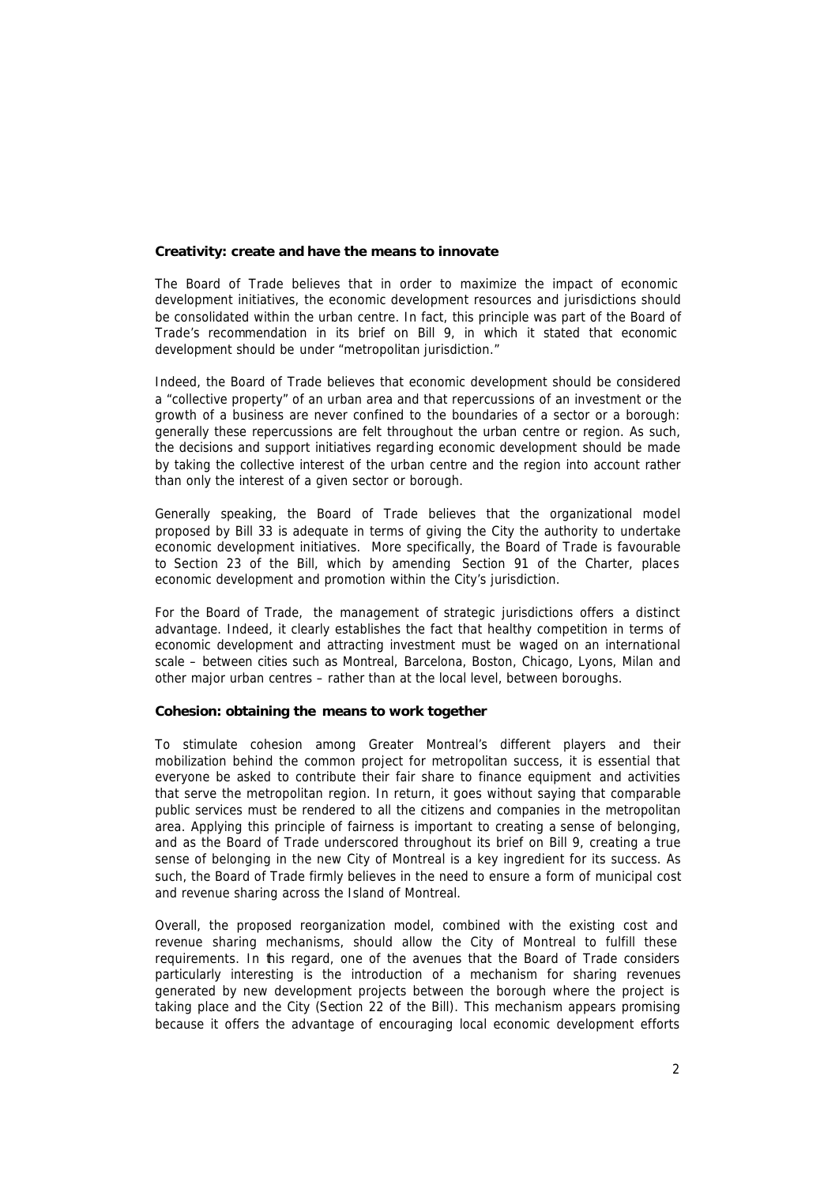**Creativity: create and have the means to innovate**

The Board of Trade believes that in order to maximize the impact of economic development initiatives, the economic development resources and jurisdictions should be consolidated within the urban centre. In fact, this principle was part of the Board of Trade's recommendation in its brief on Bill 9, in which it stated that economic development should be under "metropolitan jurisdiction."

Indeed, the Board of Trade believes that economic development should be considered a "collective property" of an urban area and that repercussions of an investment or the growth of a business are never confined to the boundaries of a sector or a borough: generally these repercussions are felt throughout the urban centre or region. As such, the decisions and support initiatives regarding economic development should be made by taking the collective interest of the urban centre and the region into account rather than only the interest of a given sector or borough.

Generally speaking, the Board of Trade believes that the organizational model proposed by Bill 33 is adequate in terms of giving the City the authority to undertake economic development initiatives. More specifically, the Board of Trade is favourable to Section 23 of the Bill, which by amending Section 91 of the Charter, places economic development and promotion within the City's jurisdiction.

For the Board of Trade, the management of strategic jurisdictions offers a distinct advantage. Indeed, it clearly establishes the fact that healthy competition in terms of economic development and attracting investment must be waged on an international scale – between cities such as Montreal, Barcelona, Boston, Chicago, Lyons, Milan and other major urban centres – rather than at the local level, between boroughs.

**Cohesion: obtaining the means to work together**

To stimulate cohesion among Greater Montreal's different players and their mobilization behind the common project for metropolitan success, it is essential that everyone be asked to contribute their fair share to finance equipment and activities that serve the metropolitan region. In return, it goes without saying that comparable public services must be rendered to all the citizens and companies in the metropolitan area. Applying this principle of fairness is important to creating a sense of belonging, and as the Board of Trade underscored throughout its brief on Bill 9, creating a true sense of belonging in the new City of Montreal is a key ingredient for its success. As such, the Board of Trade firmly believes in the need to ensure a form of municipal cost and revenue sharing across the Island of Montreal.

Overall, the proposed reorganization model, combined with the existing cost and revenue sharing mechanisms, should allow the City of Montreal to fulfill these requirements. In this regard, one of the avenues that the Board of Trade considers particularly interesting is the introduction of a mechanism for sharing revenues generated by new development projects between the borough where the project is taking place and the City (Section 22 of the Bill). This mechanism appears promising because it offers the advantage of encouraging local economic development efforts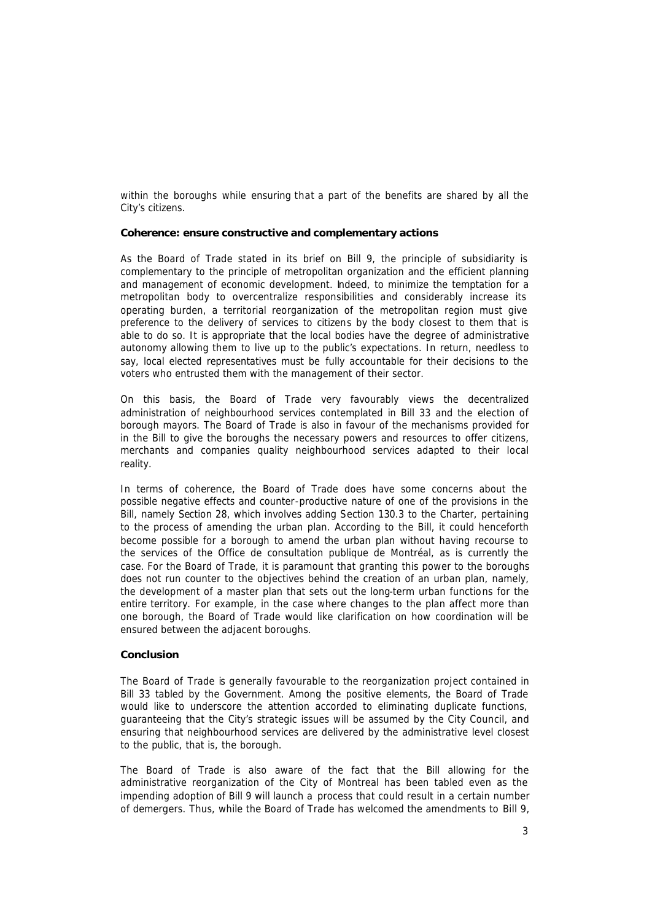within the boroughs while ensuring that a part of the benefits are shared by all the City's citizens.

**Coherence: ensure constructive and complementary actions**

As the Board of Trade stated in its brief on Bill 9, the principle of subsidiarity is complementary to the principle of metropolitan organization and the efficient planning and management of economic development. Indeed, to minimize the temptation for a metropolitan body to overcentralize responsibilities and considerably increase its operating burden, a territorial reorganization of the metropolitan region must give preference to the delivery of services to citizens by the body closest to them that is able to do so. It is appropriate that the local bodies have the degree of administrative autonomy allowing them to live up to the public's expectations. In return, needless to say, local elected representatives must be fully accountable for their decisions to the voters who entrusted them with the management of their sector.

On this basis, the Board of Trade very favourably views the decentralized administration of neighbourhood services contemplated in Bill 33 and the election of borough mayors. The Board of Trade is also in favour of the mechanisms provided for in the Bill to give the boroughs the necessary powers and resources to offer citizens, merchants and companies quality neighbourhood services adapted to their local reality.

In terms of coherence, the Board of Trade does have some concerns about the possible negative effects and counter-productive nature of one of the provisions in the Bill, namely Section 28, which involves adding Section 130.3 to the Charter, pertaining to the process of amending the urban plan. According to the Bill, it could henceforth become possible for a borough to amend the urban plan without having recourse to the services of the Office de consultation publique de Montréal, as is currently the case. For the Board of Trade, it is paramount that granting this power to the boroughs does not run counter to the objectives behind the creation of an urban plan, namely, the development of a master plan that sets out the long-term urban functions for the entire territory. For example, in the case where changes to the plan affect more than one borough, the Board of Trade would like clarification on how coordination will be ensured between the adjacent boroughs.

**Conclusion**

The Board of Trade is generally favourable to the reorganization project contained in Bill 33 tabled by the Government. Among the positive elements, the Board of Trade would like to underscore the attention accorded to eliminating duplicate functions, guaranteeing that the City's strategic issues will be assumed by the City Council, and ensuring that neighbourhood services are delivered by the administrative level closest to the public, that is, the borough.

The Board of Trade is also aware of the fact that the Bill allowing for the administrative reorganization of the City of Montreal has been tabled even as the impending adoption of Bill 9 will launch a process that could result in a certain number of demergers. Thus, while the Board of Trade has welcomed the amendments to Bill 9,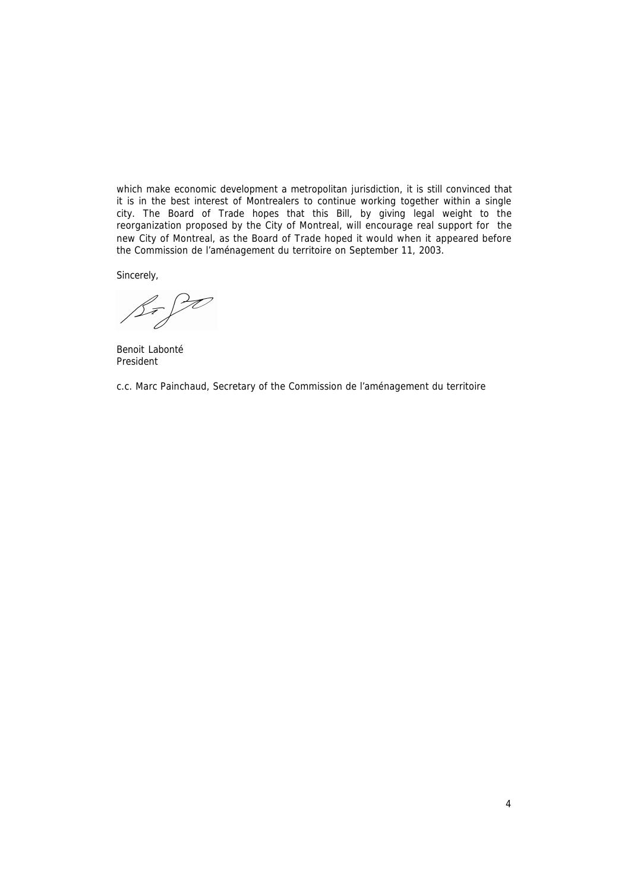which make economic development a metropolitan jurisdiction, it is still convinced that it is in the best interest of Montrealers to continue working together within a single city. The Board of Trade hopes that this Bill, by giving legal weight to the reorganization proposed by the City of Montreal, will encourage real support for the new City of Montreal, as the Board of Trade hoped it would when it appeared before the Commission de l'aménagement du territoire on September 11, 2003.

Sincerely,

Benoit Labonté
President

c.c. Marc Painchaud, Secretary of the Commission de l'aménagement du territoire